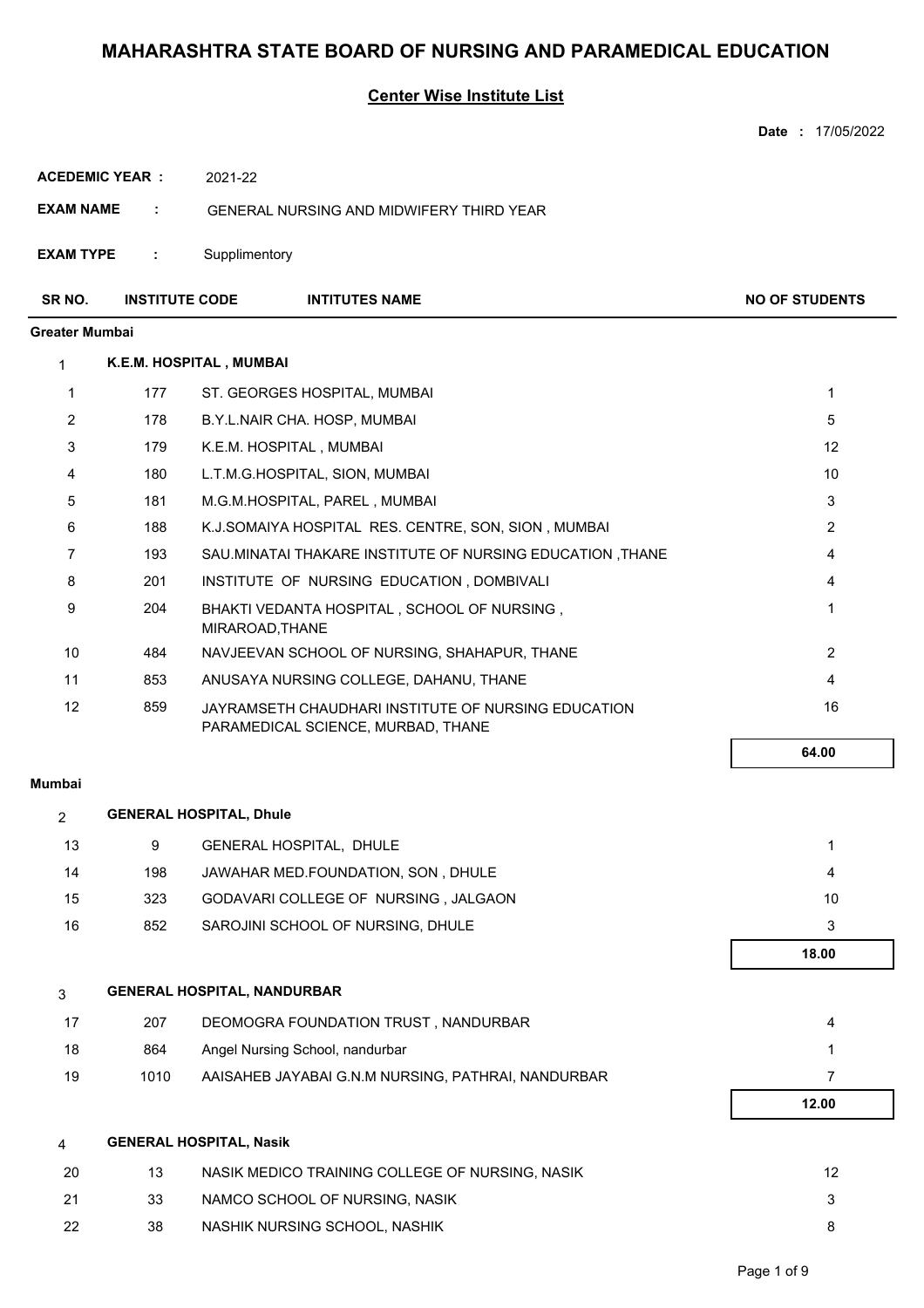# MAHARASHTRA STATE BOARD OF NURSING AND PARAMEDICAL EDUCATION

## Center Wise Institute List

**Date :** 17/05/2022

**ACEDEMIC YEAR :** 2021-22

**EXAM NAME :** GENERAL NURSING AND MIDWIFERY THIRD YEAR

**EXAM TYPE :** Supplimentory

| SR NO. | INSTITUTE CODE | INTITUTES NAME | NO OF STUDENTS |
|---|---|---|---|
| **Greater Mumbai** | | | |
| 1 | **K.E.M. HOSPITAL , MUMBAI** | | |
| 1 | 177 | ST. GEORGES HOSPITAL, MUMBAI | 1 |
| 2 | 178 | B.Y.L.NAIR CHA. HOSP, MUMBAI | 5 |
| 3 | 179 | K.E.M. HOSPITAL , MUMBAI | 12 |
| 4 | 180 | L.T.M.G.HOSPITAL, SION, MUMBAI | 10 |
| 5 | 181 | M.G.M.HOSPITAL, PAREL , MUMBAI | 3 |
| 6 | 188 | K.J.SOMAIYA HOSPITAL RES. CENTRE, SON, SION , MUMBAI | 2 |
| 7 | 193 | SAU.MINATAI THAKARE INSTITUTE OF NURSING EDUCATION ,THANE | 4 |
| 8 | 201 | INSTITUTE OF NURSING EDUCATION , DOMBIVALI | 4 |
| 9 | 204 | BHAKTI VEDANTA HOSPITAL , SCHOOL OF NURSING , MIRAROAD,THANE | 1 |
| 10 | 484 | NAVJEEVAN SCHOOL OF NURSING, SHAHAPUR, THANE | 2 |
| 11 | 853 | ANUSAYA NURSING COLLEGE, DAHANU, THANE | 4 |
| 12 | 859 | JAYRAMSETH CHAUDHARI INSTITUTE OF NURSING EDUCATION PARAMEDICAL SCIENCE, MURBAD, THANE | 16 |
| | | | **64.00** |
| **Mumbai** | | | |
| 2 | **GENERAL HOSPITAL, Dhule** | | |
| 13 | 9 | GENERAL HOSPITAL, DHULE | 1 |
| 14 | 198 | JAWAHAR MED.FOUNDATION, SON , DHULE | 4 |
| 15 | 323 | GODAVARI COLLEGE OF NURSING , JALGAON | 10 |
| 16 | 852 | SAROJINI SCHOOL OF NURSING, DHULE | 3 |
| | | | **18.00** |
| 3 | **GENERAL HOSPITAL, NANDURBAR** | | |
| 17 | 207 | DEOMOGRA FOUNDATION TRUST , NANDURBAR | 4 |
| 18 | 864 | Angel Nursing School, nandurbar | 1 |
| 19 | 1010 | AAISAHEB JAYABAI G.N.M NURSING, PATHRAI, NANDURBAR | 7 |
| | | | **12.00** |
| 4 | **GENERAL HOSPITAL, Nasik** | | |
| 20 | 13 | NASIK MEDICO TRAINING COLLEGE OF NURSING, NASIK | 12 |
| 21 | 33 | NAMCO SCHOOL OF NURSING, NASIK | 3 |
| 22 | 38 | NASHIK NURSING SCHOOL, NASHIK | 8 |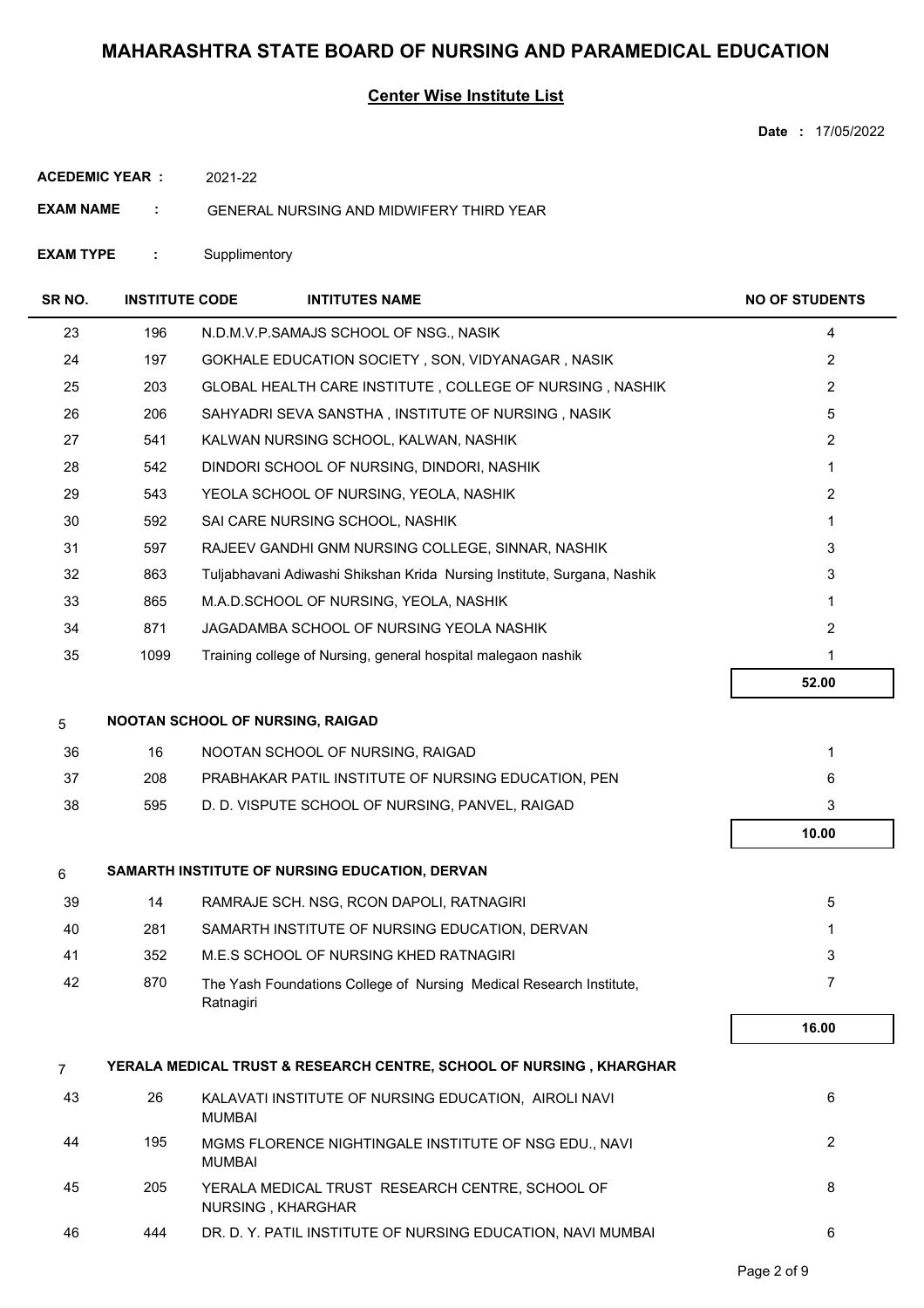# MAHARASHTRA STATE BOARD OF NURSING AND PARAMEDICAL EDUCATION

## Center Wise Institute List

**Date :** 17/05/2022

**ACEDEMIC YEAR :** 2021-22

**EXAM NAME :** GENERAL NURSING AND MIDWIFERY THIRD YEAR

**EXAM TYPE :** Supplimentory

| SR NO. | INSTITUTE CODE | INTITUTES NAME | NO OF STUDENTS |
|---|---|---|---|
| 23 | 196 | N.D.M.V.P.SAMAJS SCHOOL OF NSG., NASIK | 4 |
| 24 | 197 | GOKHALE EDUCATION SOCIETY , SON, VIDYANAGAR , NASIK | 2 |
| 25 | 203 | GLOBAL HEALTH CARE INSTITUTE , COLLEGE OF NURSING , NASHIK | 2 |
| 26 | 206 | SAHYADRI SEVA SANSTHA , INSTITUTE OF NURSING , NASIK | 5 |
| 27 | 541 | KALWAN NURSING SCHOOL, KALWAN, NASHIK | 2 |
| 28 | 542 | DINDORI SCHOOL OF NURSING, DINDORI, NASHIK | 1 |
| 29 | 543 | YEOLA SCHOOL OF NURSING, YEOLA, NASHIK | 2 |
| 30 | 592 | SAI CARE NURSING SCHOOL, NASHIK | 1 |
| 31 | 597 | RAJEEV GANDHI GNM NURSING COLLEGE, SINNAR, NASHIK | 3 |
| 32 | 863 | Tuljabhavani Adiwashi Shikshan Krida Nursing Institute, Surgana, Nashik | 3 |
| 33 | 865 | M.A.D.SCHOOL OF NURSING, YEOLA, NASHIK | 1 |
| 34 | 871 | JAGADAMBA SCHOOL OF NURSING YEOLA NASHIK | 2 |
| 35 | 1099 | Training college of Nursing, general hospital malegaon nashik | 1 |
| | | | **52.00** |
| **5** | | **NOOTAN SCHOOL OF NURSING, RAIGAD** | |
| 36 | 16 | NOOTAN SCHOOL OF NURSING, RAIGAD | 1 |
| 37 | 208 | PRABHAKAR PATIL INSTITUTE OF NURSING EDUCATION, PEN | 6 |
| 38 | 595 | D. D. VISPUTE SCHOOL OF NURSING, PANVEL, RAIGAD | 3 |
| | | | **10.00** |
| **6** | | **SAMARTH INSTITUTE OF NURSING EDUCATION, DERVAN** | |
| 39 | 14 | RAMRAJE SCH. NSG, RCON DAPOLI, RATNAGIRI | 5 |
| 40 | 281 | SAMARTH INSTITUTE OF NURSING EDUCATION, DERVAN | 1 |
| 41 | 352 | M.E.S SCHOOL OF NURSING KHED RATNAGIRI | 3 |
| 42 | 870 | The Yash Foundations College of Nursing Medical Research Institute, Ratnagiri | 7 |
| | | | **16.00** |
| **7** | | **YERALA MEDICAL TRUST & RESEARCH CENTRE, SCHOOL OF NURSING , KHARGHAR** | |
| 43 | 26 | KALAVATI INSTITUTE OF NURSING EDUCATION, AIROLI NAVI MUMBAI | 6 |
| 44 | 195 | MGMS FLORENCE NIGHTINGALE INSTITUTE OF NSG EDU., NAVI MUMBAI | 2 |
| 45 | 205 | YERALA MEDICAL TRUST RESEARCH CENTRE, SCHOOL OF NURSING , KHARGHAR | 8 |
| 46 | 444 | DR. D. Y. PATIL INSTITUTE OF NURSING EDUCATION, NAVI MUMBAI | 6 |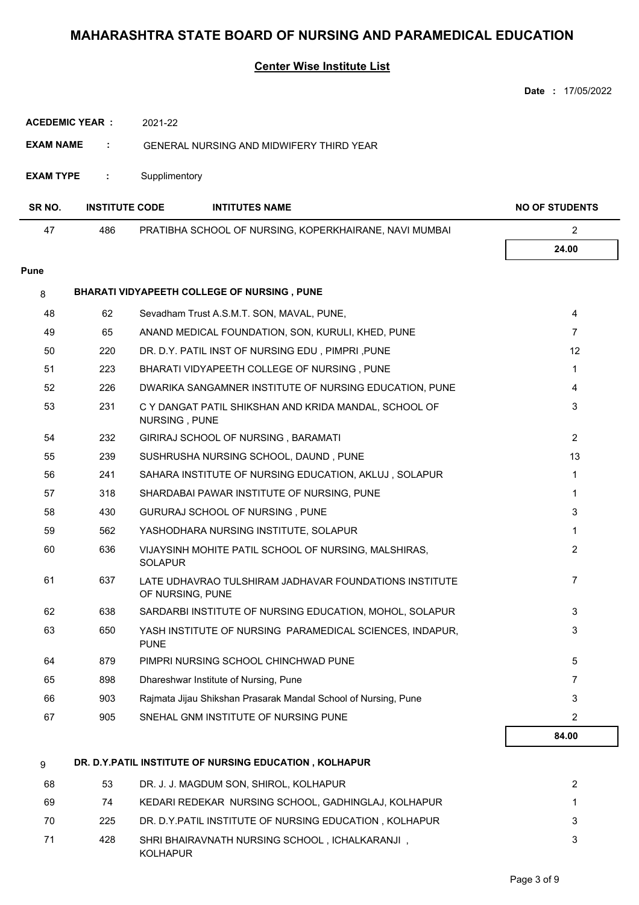# MAHARASHTRA STATE BOARD OF NURSING AND PARAMEDICAL EDUCATION

## Center Wise Institute List

**Date :** 17/05/2022

**ACEDEMIC YEAR :** 2021-22

**EXAM NAME :** GENERAL NURSING AND MIDWIFERY THIRD YEAR

**EXAM TYPE :** Supplimentory

| SR NO. | INSTITUTE CODE | INTITUTES NAME | NO OF STUDENTS |
|---|---|---|---|
| 47 | 486 | PRATIBHA SCHOOL OF NURSING, KOPERKHAIRANE, NAVI MUMBAI | 2 |
| | | | **24.00** |

**Pune**

**8 BHARATI VIDYAPEETH COLLEGE OF NURSING , PUNE**

| SR NO. | INSTITUTE CODE | INTITUTES NAME | NO OF STUDENTS |
|---|---|---|---|
| 48 | 62 | Sevadham Trust A.S.M.T. SON, MAVAL, PUNE, | 4 |
| 49 | 65 | ANAND MEDICAL FOUNDATION, SON, KURULI, KHED, PUNE | 7 |
| 50 | 220 | DR. D.Y. PATIL INST OF NURSING EDU , PIMPRI ,PUNE | 12 |
| 51 | 223 | BHARATI VIDYAPEETH COLLEGE OF NURSING , PUNE | 1 |
| 52 | 226 | DWARIKA SANGAMNER INSTITUTE OF NURSING EDUCATION, PUNE | 4 |
| 53 | 231 | C Y DANGAT PATIL SHIKSHAN AND KRIDA MANDAL, SCHOOL OF NURSING , PUNE | 3 |
| 54 | 232 | GIRIRAJ SCHOOL OF NURSING , BARAMATI | 2 |
| 55 | 239 | SUSHRUSHA NURSING SCHOOL, DAUND , PUNE | 13 |
| 56 | 241 | SAHARA INSTITUTE OF NURSING EDUCATION, AKLUJ , SOLAPUR | 1 |
| 57 | 318 | SHARDABAI PAWAR INSTITUTE OF NURSING, PUNE | 1 |
| 58 | 430 | GURURAJ SCHOOL OF NURSING , PUNE | 3 |
| 59 | 562 | YASHODHARA NURSING INSTITUTE, SOLAPUR | 1 |
| 60 | 636 | VIJAYSINH MOHITE PATIL SCHOOL OF NURSING, MALSHIRAS, SOLAPUR | 2 |
| 61 | 637 | LATE UDHAVRAO TULSHIRAM JADHAVAR FOUNDATIONS INSTITUTE OF NURSING, PUNE | 7 |
| 62 | 638 | SARDARBI INSTITUTE OF NURSING EDUCATION, MOHOL, SOLAPUR | 3 |
| 63 | 650 | YASH INSTITUTE OF NURSING PARAMEDICAL SCIENCES, INDAPUR, PUNE | 3 |
| 64 | 879 | PIMPRI NURSING SCHOOL CHINCHWAD PUNE | 5 |
| 65 | 898 | Dhareshwar Institute of Nursing, Pune | 7 |
| 66 | 903 | Rajmata Jijau Shikshan Prasarak Mandal School of Nursing, Pune | 3 |
| 67 | 905 | SNEHAL GNM INSTITUTE OF NURSING PUNE | 2 |
| | | | **84.00** |

**9 DR. D.Y.PATIL INSTITUTE OF NURSING EDUCATION , KOLHAPUR**

| SR NO. | INSTITUTE CODE | INTITUTES NAME | NO OF STUDENTS |
|---|---|---|---|
| 68 | 53 | DR. J. J. MAGDUM SON, SHIROL, KOLHAPUR | 2 |
| 69 | 74 | KEDARI REDEKAR NURSING SCHOOL, GADHINGLAJ, KOLHAPUR | 1 |
| 70 | 225 | DR. D.Y.PATIL INSTITUTE OF NURSING EDUCATION , KOLHAPUR | 3 |
| 71 | 428 | SHRI BHAIRAVNATH NURSING SCHOOL , ICHALKARANJI , KOLHAPUR | 3 |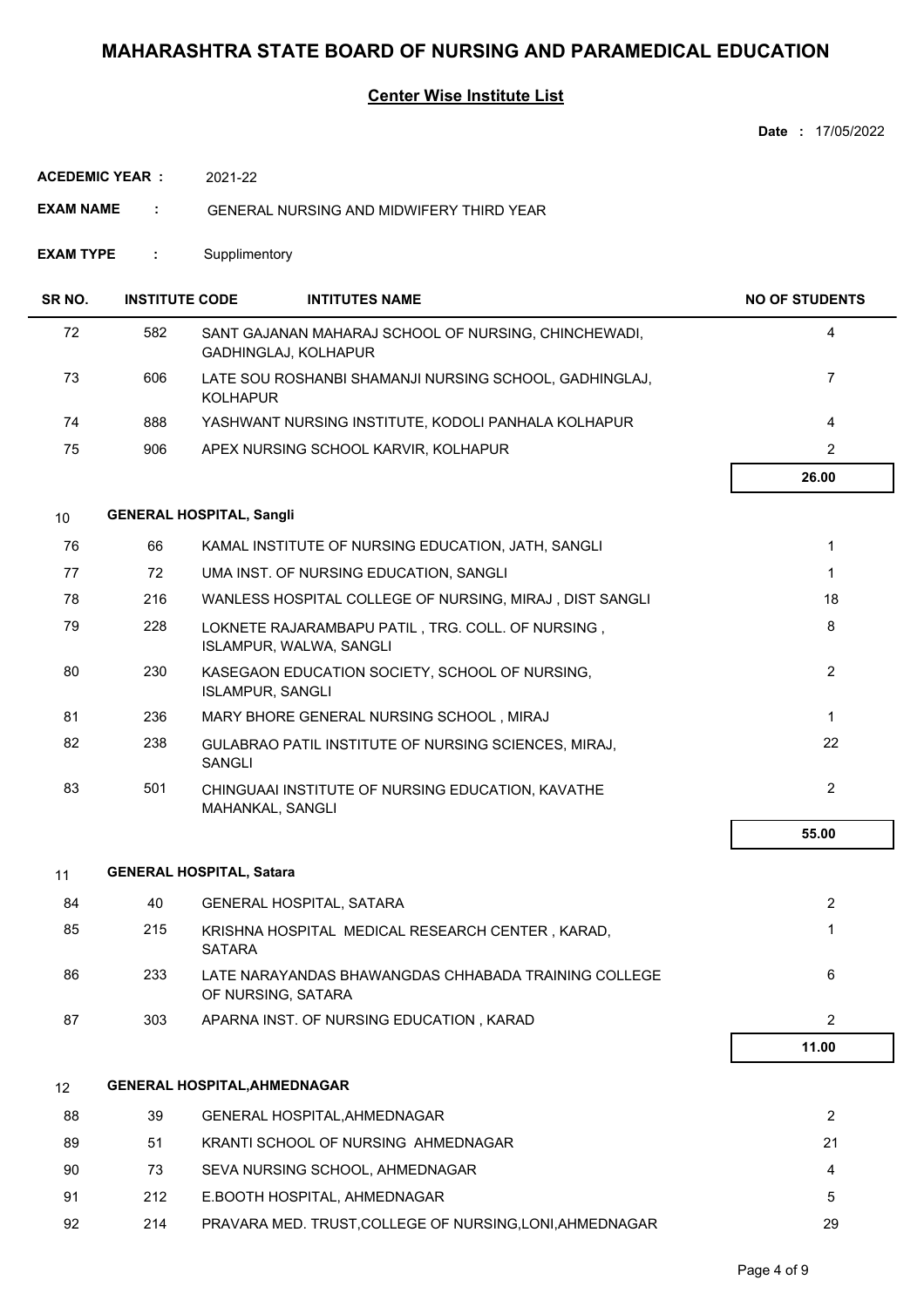# MAHARASHTRA STATE BOARD OF NURSING AND PARAMEDICAL EDUCATION

## Center Wise Institute List

**Date :** 17/05/2022

**ACEDEMIC YEAR :** 2021-22

**EXAM NAME :** GENERAL NURSING AND MIDWIFERY THIRD YEAR

**EXAM TYPE :** Supplimentory

| SR NO. | INSTITUTE CODE | INTITUTES NAME | NO OF STUDENTS |
|---|---|---|---|
| 72 | 582 | SANT GAJANAN MAHARAJ SCHOOL OF NURSING, CHINCHEWADI, GADHINGLAJ, KOLHAPUR | 4 |
| 73 | 606 | LATE SOU ROSHANBI SHAMANJI NURSING SCHOOL, GADHINGLAJ, KOLHAPUR | 7 |
| 74 | 888 | YASHWANT NURSING INSTITUTE, KODOLI PANHALA KOLHAPUR | 4 |
| 75 | 906 | APEX NURSING SCHOOL KARVIR, KOLHAPUR | 2 |
| | | | **26.00** |
| **10** | **GENERAL HOSPITAL, Sangli** | | |
| 76 | 66 | KAMAL INSTITUTE OF NURSING EDUCATION, JATH, SANGLI | 1 |
| 77 | 72 | UMA INST. OF NURSING EDUCATION, SANGLI | 1 |
| 78 | 216 | WANLESS HOSPITAL COLLEGE OF NURSING, MIRAJ , DIST SANGLI | 18 |
| 79 | 228 | LOKNETE RAJARAMBAPU PATIL , TRG. COLL. OF NURSING , ISLAMPUR, WALWA, SANGLI | 8 |
| 80 | 230 | KASEGAON EDUCATION SOCIETY, SCHOOL OF NURSING, ISLAMPUR, SANGLI | 2 |
| 81 | 236 | MARY BHORE GENERAL NURSING SCHOOL , MIRAJ | 1 |
| 82 | 238 | GULABRAO PATIL INSTITUTE OF NURSING SCIENCES, MIRAJ, SANGLI | 22 |
| 83 | 501 | CHINGUAAI INSTITUTE OF NURSING EDUCATION, KAVATHE MAHANKAL, SANGLI | 2 |
| | | | **55.00** |
| **11** | **GENERAL HOSPITAL, Satara** | | |
| 84 | 40 | GENERAL HOSPITAL, SATARA | 2 |
| 85 | 215 | KRISHNA HOSPITAL MEDICAL RESEARCH CENTER , KARAD, SATARA | 1 |
| 86 | 233 | LATE NARAYANDAS BHAWANGDAS CHHABADA TRAINING COLLEGE OF NURSING, SATARA | 6 |
| 87 | 303 | APARNA INST. OF NURSING EDUCATION , KARAD | 2 |
| | | | **11.00** |
| **12** | **GENERAL HOSPITAL,AHMEDNAGAR** | | |
| 88 | 39 | GENERAL HOSPITAL,AHMEDNAGAR | 2 |
| 89 | 51 | KRANTI SCHOOL OF NURSING AHMEDNAGAR | 21 |
| 90 | 73 | SEVA NURSING SCHOOL, AHMEDNAGAR | 4 |
| 91 | 212 | E.BOOTH HOSPITAL, AHMEDNAGAR | 5 |
| 92 | 214 | PRAVARA MED. TRUST,COLLEGE OF NURSING,LONI,AHMEDNAGAR | 29 |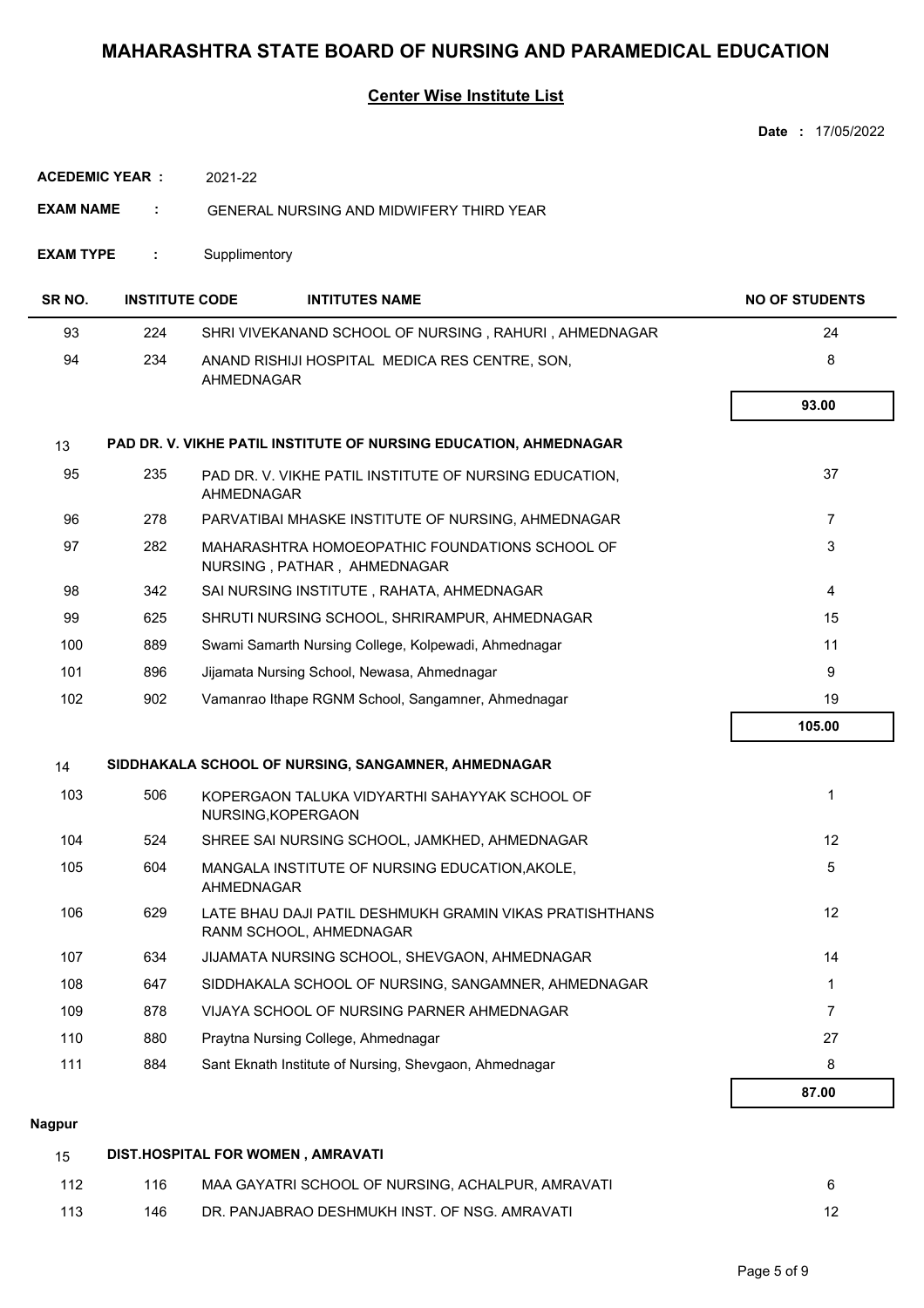# MAHARASHTRA STATE BOARD OF NURSING AND PARAMEDICAL EDUCATION

## Center Wise Institute List

**Date :** 17/05/2022

**ACEDEMIC YEAR :** 2021-22

**EXAM NAME :** GENERAL NURSING AND MIDWIFERY THIRD YEAR

**EXAM TYPE :** Supplimentory

| SR NO. | INSTITUTE CODE | INTITUTES NAME | NO OF STUDENTS |
|---|---|---|---|
| 93 | 224 | SHRI VIVEKANAND SCHOOL OF NURSING , RAHURI , AHMEDNAGAR | 24 |
| 94 | 234 | ANAND RISHIJI HOSPITAL MEDICA RES CENTRE, SON, AHMEDNAGAR | 8 |
| | | | **93.00** |
| 13 | | **PAD DR. V. VIKHE PATIL INSTITUTE OF NURSING EDUCATION, AHMEDNAGAR** | |
| 95 | 235 | PAD DR. V. VIKHE PATIL INSTITUTE OF NURSING EDUCATION, AHMEDNAGAR | 37 |
| 96 | 278 | PARVATIBAI MHASKE INSTITUTE OF NURSING, AHMEDNAGAR | 7 |
| 97 | 282 | MAHARASHTRA HOMOEOPATHIC FOUNDATIONS SCHOOL OF NURSING , PATHAR , AHMEDNAGAR | 3 |
| 98 | 342 | SAI NURSING INSTITUTE , RAHATA, AHMEDNAGAR | 4 |
| 99 | 625 | SHRUTI NURSING SCHOOL, SHRIRAMPUR, AHMEDNAGAR | 15 |
| 100 | 889 | Swami Samarth Nursing College, Kolpewadi, Ahmednagar | 11 |
| 101 | 896 | Jijamata Nursing School, Newasa, Ahmednagar | 9 |
| 102 | 902 | Vamanrao Ithape RGNM School, Sangamner, Ahmednagar | 19 |
| | | | **105.00** |
| 14 | | **SIDDHAKALA SCHOOL OF NURSING, SANGAMNER, AHMEDNAGAR** | |
| 103 | 506 | KOPERGAON TALUKA VIDYARTHI SAHAYYAK SCHOOL OF NURSING,KOPERGAON | 1 |
| 104 | 524 | SHREE SAI NURSING SCHOOL, JAMKHED, AHMEDNAGAR | 12 |
| 105 | 604 | MANGALA INSTITUTE OF NURSING EDUCATION,AKOLE, AHMEDNAGAR | 5 |
| 106 | 629 | LATE BHAU DAJI PATIL DESHMUKH GRAMIN VIKAS PRATISHTHANS RANM SCHOOL, AHMEDNAGAR | 12 |
| 107 | 634 | JIJAMATA NURSING SCHOOL, SHEVGAON, AHMEDNAGAR | 14 |
| 108 | 647 | SIDDHAKALA SCHOOL OF NURSING, SANGAMNER, AHMEDNAGAR | 1 |
| 109 | 878 | VIJAYA SCHOOL OF NURSING PARNER AHMEDNAGAR | 7 |
| 110 | 880 | Praytna Nursing College, Ahmednagar | 27 |
| 111 | 884 | Sant Eknath Institute of Nursing, Shevgaon, Ahmednagar | 8 |
| | | | **87.00** |

**Nagpur**

| SR NO. | INSTITUTE CODE | INTITUTES NAME | NO OF STUDENTS |
|---|---|---|---|
| 15 | | **DIST.HOSPITAL FOR WOMEN , AMRAVATI** | |
| 112 | 116 | MAA GAYATRI SCHOOL OF NURSING, ACHALPUR, AMRAVATI | 6 |
| 113 | 146 | DR. PANJABRAO DESHMUKH INST. OF NSG. AMRAVATI | 12 |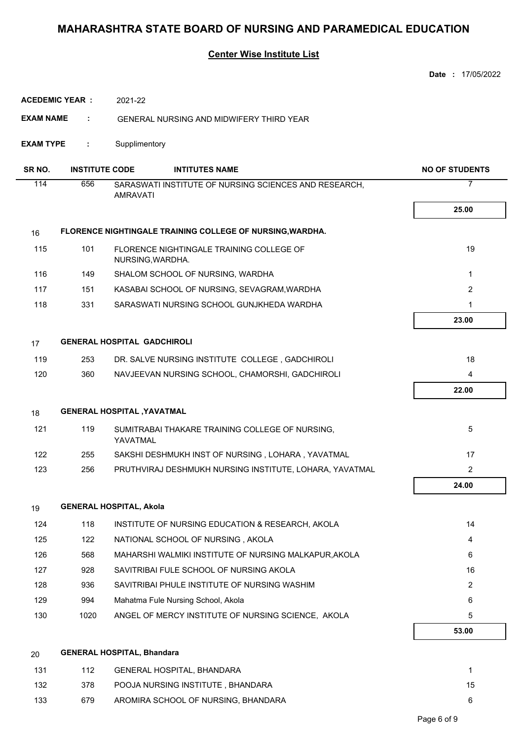# MAHARASHTRA STATE BOARD OF NURSING AND PARAMEDICAL EDUCATION

## Center Wise Institute List

**Date :** 17/05/2022

**ACEDEMIC YEAR :** 2021-22

**EXAM NAME :** GENERAL NURSING AND MIDWIFERY THIRD YEAR

**EXAM TYPE :** Supplimentory

| SR NO. | INSTITUTE CODE | INTITUTES NAME | NO OF STUDENTS |
|---|---|---|---|
| 114 | 656 | SARASWATI INSTITUTE OF NURSING SCIENCES AND RESEARCH, AMRAVATI | 7 |
| | | | **25.00** |
| 16 | **FLORENCE NIGHTINGALE TRAINING COLLEGE OF NURSING,WARDHA.** | | |
| 115 | 101 | FLORENCE NIGHTINGALE TRAINING COLLEGE OF NURSING,WARDHA. | 19 |
| 116 | 149 | SHALOM SCHOOL OF NURSING, WARDHA | 1 |
| 117 | 151 | KASABAI SCHOOL OF NURSING, SEVAGRAM,WARDHA | 2 |
| 118 | 331 | SARASWATI NURSING SCHOOL GUNJKHEDA WARDHA | 1 |
| | | | **23.00** |
| 17 | **GENERAL HOSPITAL GADCHIROLI** | | |
| 119 | 253 | DR. SALVE NURSING INSTITUTE COLLEGE , GADCHIROLI | 18 |
| 120 | 360 | NAVJEEVAN NURSING SCHOOL, CHAMORSHI, GADCHIROLI | 4 |
| | | | **22.00** |
| 18 | **GENERAL HOSPITAL ,YAVATMAL** | | |
| 121 | 119 | SUMITRABAI THAKARE TRAINING COLLEGE OF NURSING, YAVATMAL | 5 |
| 122 | 255 | SAKSHI DESHMUKH INST OF NURSING , LOHARA , YAVATMAL | 17 |
| 123 | 256 | PRUTHVIRAJ DESHMUKH NURSING INSTITUTE, LOHARA, YAVATMAL | 2 |
| | | | **24.00** |
| 19 | **GENERAL HOSPITAL, Akola** | | |
| 124 | 118 | INSTITUTE OF NURSING EDUCATION & RESEARCH, AKOLA | 14 |
| 125 | 122 | NATIONAL SCHOOL OF NURSING , AKOLA | 4 |
| 126 | 568 | MAHARSHI WALMIKI INSTITUTE OF NURSING MALKAPUR,AKOLA | 6 |
| 127 | 928 | SAVITRIBAI FULE SCHOOL OF NURSING AKOLA | 16 |
| 128 | 936 | SAVITRIBAI PHULE INSTITUTE OF NURSING WASHIM | 2 |
| 129 | 994 | Mahatma Fule Nursing School, Akola | 6 |
| 130 | 1020 | ANGEL OF MERCY INSTITUTE OF NURSING SCIENCE, AKOLA | 5 |
| | | | **53.00** |
| 20 | **GENERAL HOSPITAL, Bhandara** | | |
| 131 | 112 | GENERAL HOSPITAL, BHANDARA | 1 |
| 132 | 378 | POOJA NURSING INSTITUTE , BHANDARA | 15 |
| 133 | 679 | AROMIRA SCHOOL OF NURSING, BHANDARA | 6 |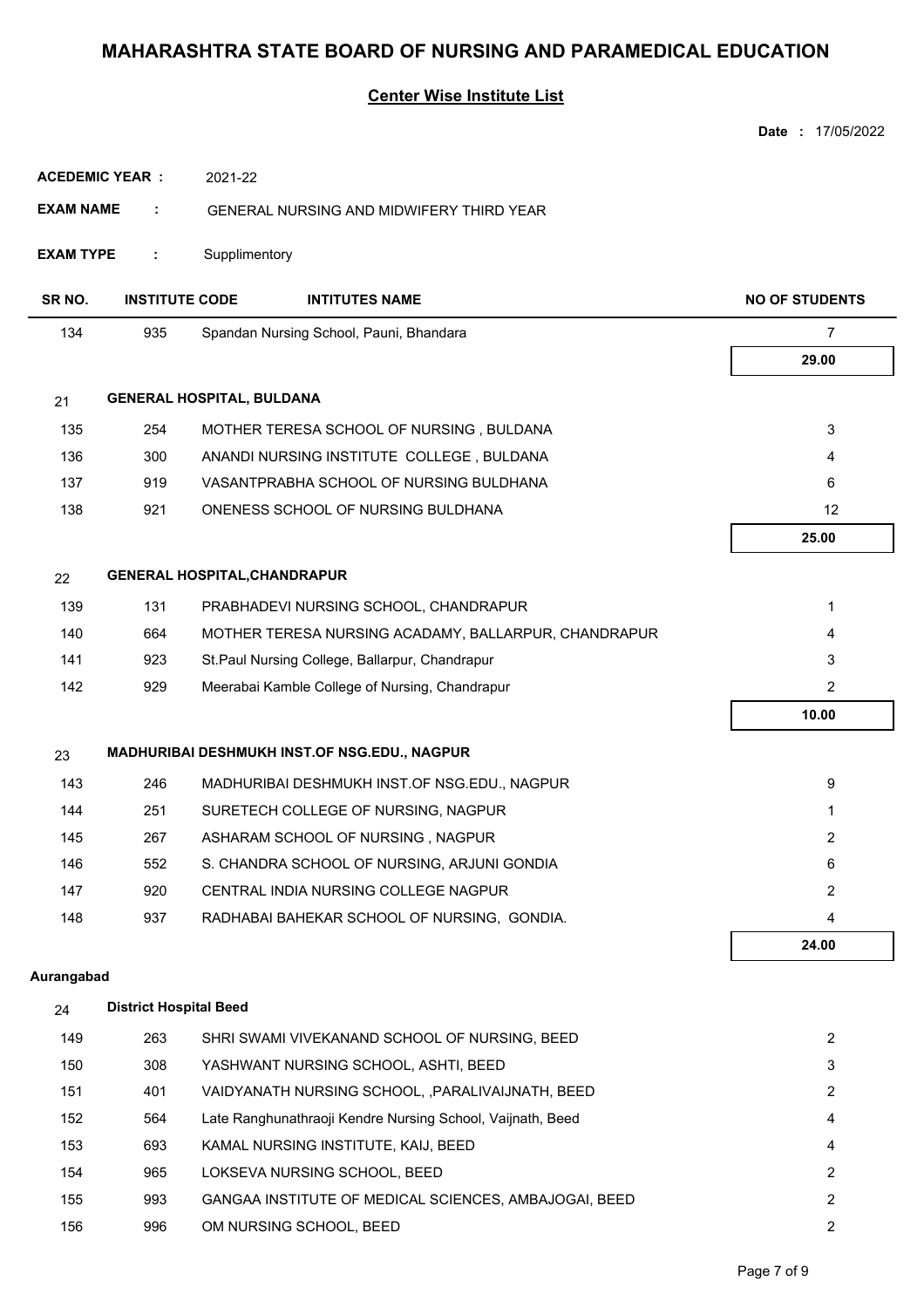# MAHARASHTRA STATE BOARD OF NURSING AND PARAMEDICAL EDUCATION

## Center Wise Institute List

**Date :** 17/05/2022

**ACEDEMIC YEAR :** 2021-22

**EXAM NAME :** GENERAL NURSING AND MIDWIFERY THIRD YEAR

**EXAM TYPE :** Supplimentory

| SR NO. | INSTITUTE CODE | INTITUTES NAME | NO OF STUDENTS |
|---|---|---|---|
| 134 | 935 | Spandan Nursing School, Pauni, Bhandara | 7 |
| | | | **29.00** |
| 21 | **GENERAL HOSPITAL, BULDANA** | | |
| 135 | 254 | MOTHER TERESA SCHOOL OF NURSING , BULDANA | 3 |
| 136 | 300 | ANANDI NURSING INSTITUTE COLLEGE , BULDANA | 4 |
| 137 | 919 | VASANTPRABHA SCHOOL OF NURSING BULDHANA | 6 |
| 138 | 921 | ONENESS SCHOOL OF NURSING BULDHANA | 12 |
| | | | **25.00** |
| 22 | **GENERAL HOSPITAL,CHANDRAPUR** | | |
| 139 | 131 | PRABHADEVI NURSING SCHOOL, CHANDRAPUR | 1 |
| 140 | 664 | MOTHER TERESA NURSING ACADAMY, BALLARPUR, CHANDRAPUR | 4 |
| 141 | 923 | St.Paul Nursing College, Ballarpur, Chandrapur | 3 |
| 142 | 929 | Meerabai Kamble College of Nursing, Chandrapur | 2 |
| | | | **10.00** |
| 23 | **MADHURIBAI DESHMUKH INST.OF NSG.EDU., NAGPUR** | | |
| 143 | 246 | MADHURIBAI DESHMUKH INST.OF NSG.EDU., NAGPUR | 9 |
| 144 | 251 | SURETECH COLLEGE OF NURSING, NAGPUR | 1 |
| 145 | 267 | ASHARAM SCHOOL OF NURSING , NAGPUR | 2 |
| 146 | 552 | S. CHANDRA SCHOOL OF NURSING, ARJUNI GONDIA | 6 |
| 147 | 920 | CENTRAL INDIA NURSING COLLEGE NAGPUR | 2 |
| 148 | 937 | RADHABAI BAHEKAR SCHOOL OF NURSING, GONDIA. | 4 |
| | | | **24.00** |

**Aurangabad**

| SR NO. | INSTITUTE CODE | INTITUTES NAME | NO OF STUDENTS |
|---|---|---|---|
| 24 | **District Hospital Beed** | | |
| 149 | 263 | SHRI SWAMI VIVEKANAND SCHOOL OF NURSING, BEED | 2 |
| 150 | 308 | YASHWANT NURSING SCHOOL, ASHTI, BEED | 3 |
| 151 | 401 | VAIDYANATH NURSING SCHOOL, ,PARALIVAIJNATH, BEED | 2 |
| 152 | 564 | Late Ranghunathraoji Kendre Nursing School, Vaijnath, Beed | 4 |
| 153 | 693 | KAMAL NURSING INSTITUTE, KAIJ, BEED | 4 |
| 154 | 965 | LOKSEVA NURSING SCHOOL, BEED | 2 |
| 155 | 993 | GANGAA INSTITUTE OF MEDICAL SCIENCES, AMBAJOGAI, BEED | 2 |
| 156 | 996 | OM NURSING SCHOOL, BEED | 2 |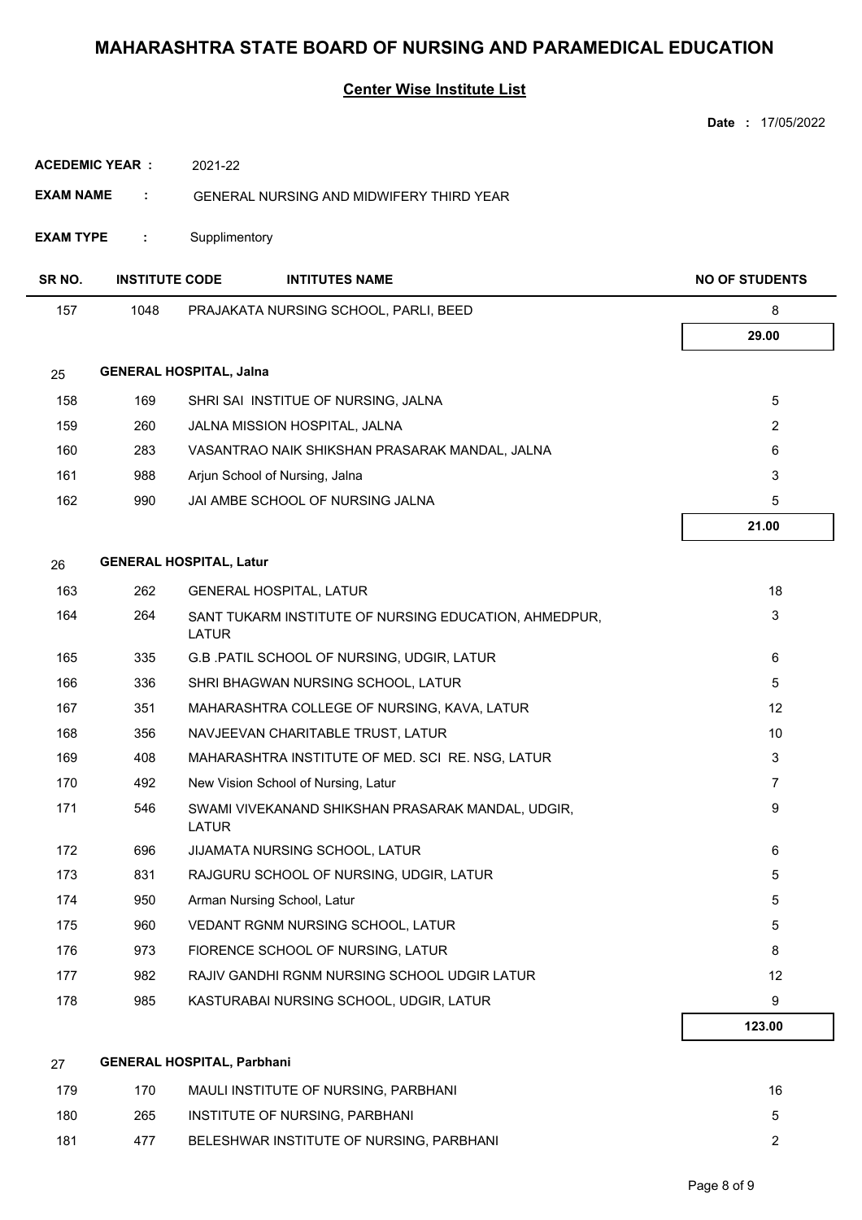# MAHARASHTRA STATE BOARD OF NURSING AND PARAMEDICAL EDUCATION

## Center Wise Institute List

**Date :** 17/05/2022

**ACEDEMIC YEAR :** 2021-22

**EXAM NAME :** GENERAL NURSING AND MIDWIFERY THIRD YEAR

**EXAM TYPE :** Supplimentory

| SR NO. | INSTITUTE CODE | INTITUTES NAME | NO OF STUDENTS |
|---|---|---|---|
| 157 | 1048 | PRAJAKATA NURSING SCHOOL, PARLI, BEED | 8 |
| | | | **29.00** |
| 25 | **GENERAL HOSPITAL, Jalna** | | |
| 158 | 169 | SHRI SAI INSTITUE OF NURSING, JALNA | 5 |
| 159 | 260 | JALNA MISSION HOSPITAL, JALNA | 2 |
| 160 | 283 | VASANTRAO NAIK SHIKSHAN PRASARAK MANDAL, JALNA | 6 |
| 161 | 988 | Arjun School of Nursing, Jalna | 3 |
| 162 | 990 | JAI AMBE SCHOOL OF NURSING JALNA | 5 |
| | | | **21.00** |
| 26 | **GENERAL HOSPITAL, Latur** | | |
| 163 | 262 | GENERAL HOSPITAL, LATUR | 18 |
| 164 | 264 | SANT TUKARM INSTITUTE OF NURSING EDUCATION, AHMEDPUR, LATUR | 3 |
| 165 | 335 | G.B .PATIL SCHOOL OF NURSING, UDGIR, LATUR | 6 |
| 166 | 336 | SHRI BHAGWAN NURSING SCHOOL, LATUR | 5 |
| 167 | 351 | MAHARASHTRA COLLEGE OF NURSING, KAVA, LATUR | 12 |
| 168 | 356 | NAVJEEVAN CHARITABLE TRUST, LATUR | 10 |
| 169 | 408 | MAHARASHTRA INSTITUTE OF MED. SCI RE. NSG, LATUR | 3 |
| 170 | 492 | New Vision School of Nursing, Latur | 7 |
| 171 | 546 | SWAMI VIVEKANAND SHIKSHAN PRASARAK MANDAL, UDGIR, LATUR | 9 |
| 172 | 696 | JIJAMATA NURSING SCHOOL, LATUR | 6 |
| 173 | 831 | RAJGURU SCHOOL OF NURSING, UDGIR, LATUR | 5 |
| 174 | 950 | Arman Nursing School, Latur | 5 |
| 175 | 960 | VEDANT RGNM NURSING SCHOOL, LATUR | 5 |
| 176 | 973 | FIORENCE SCHOOL OF NURSING, LATUR | 8 |
| 177 | 982 | RAJIV GANDHI RGNM NURSING SCHOOL UDGIR LATUR | 12 |
| 178 | 985 | KASTURABAI NURSING SCHOOL, UDGIR, LATUR | 9 |
| | | | **123.00** |
| 27 | **GENERAL HOSPITAL, Parbhani** | | |
| 179 | 170 | MAULI INSTITUTE OF NURSING, PARBHANI | 16 |
| 180 | 265 | INSTITUTE OF NURSING, PARBHANI | 5 |
| 181 | 477 | BELESHWAR INSTITUTE OF NURSING, PARBHANI | 2 |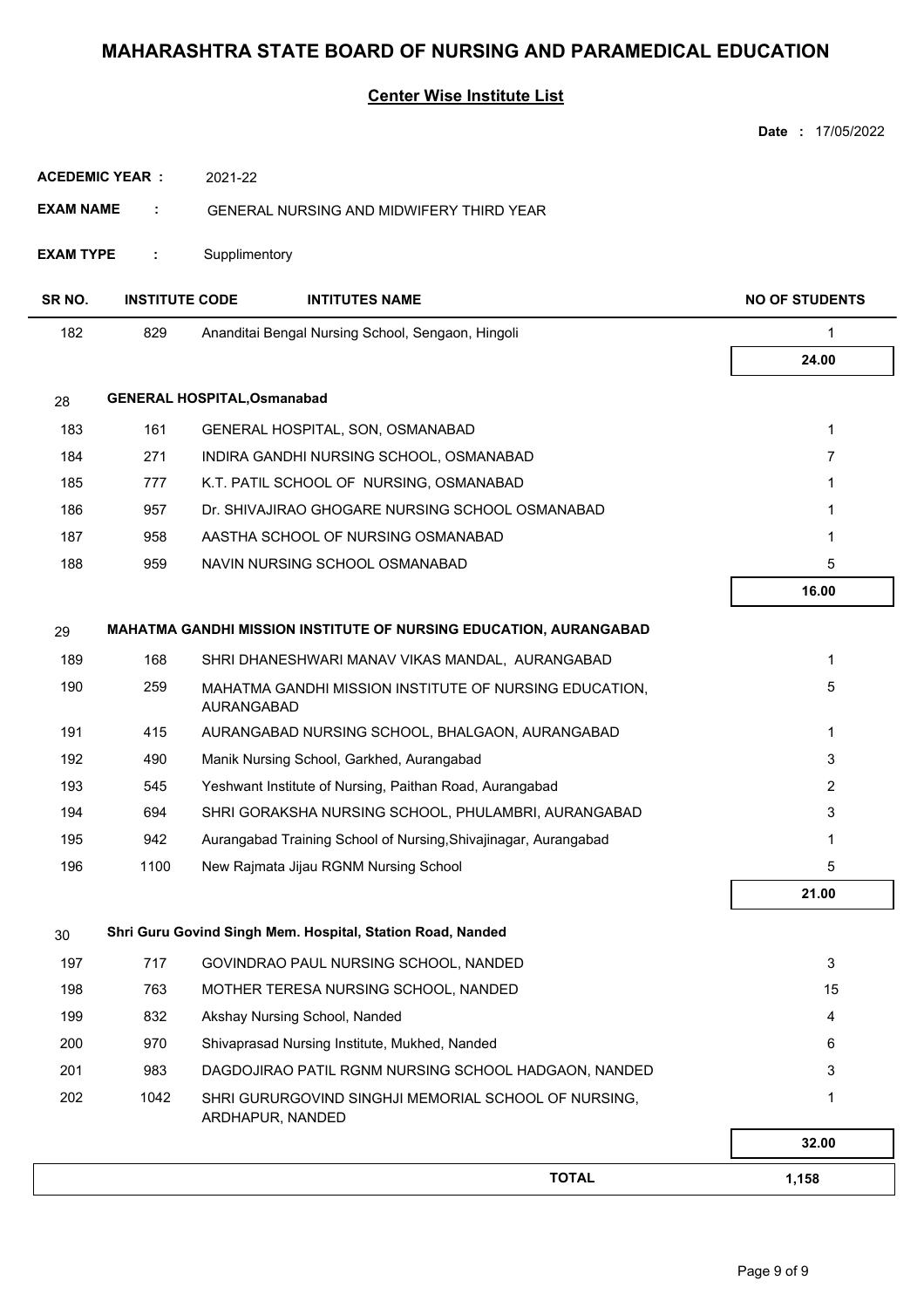# MAHARASHTRA STATE BOARD OF NURSING AND PARAMEDICAL EDUCATION

## Center Wise Institute List

**Date :** 17/05/2022

**ACEDEMIC YEAR :** 2021-22

**EXAM NAME :** GENERAL NURSING AND MIDWIFERY THIRD YEAR

**EXAM TYPE :** Supplimentory

| SR NO. | INSTITUTE CODE | INTITUTES NAME | NO OF STUDENTS |
|---|---|---|---|
| 182 | 829 | Ananditai Bengal Nursing School, Sengaon, Hingoli | 1 |
| | | | **24.00** |
| 28 | **GENERAL HOSPITAL,Osmanabad** | | |
| 183 | 161 | GENERAL HOSPITAL, SON, OSMANABAD | 1 |
| 184 | 271 | INDIRA GANDHI NURSING SCHOOL, OSMANABAD | 7 |
| 185 | 777 | K.T. PATIL SCHOOL OF NURSING, OSMANABAD | 1 |
| 186 | 957 | Dr. SHIVAJIRAO GHOGARE NURSING SCHOOL OSMANABAD | 1 |
| 187 | 958 | AASTHA SCHOOL OF NURSING OSMANABAD | 1 |
| 188 | 959 | NAVIN NURSING SCHOOL OSMANABAD | 5 |
| | | | **16.00** |
| 29 | **MAHATMA GANDHI MISSION INSTITUTE OF NURSING EDUCATION, AURANGABAD** | | |
| 189 | 168 | SHRI DHANESHWARI MANAV VIKAS MANDAL, AURANGABAD | 1 |
| 190 | 259 | MAHATMA GANDHI MISSION INSTITUTE OF NURSING EDUCATION, AURANGABAD | 5 |
| 191 | 415 | AURANGABAD NURSING SCHOOL, BHALGAON, AURANGABAD | 1 |
| 192 | 490 | Manik Nursing School, Garkhed, Aurangabad | 3 |
| 193 | 545 | Yeshwant Institute of Nursing, Paithan Road, Aurangabad | 2 |
| 194 | 694 | SHRI GORAKSHA NURSING SCHOOL, PHULAMBRI, AURANGABAD | 3 |
| 195 | 942 | Aurangabad Training School of Nursing,Shivajinagar, Aurangabad | 1 |
| 196 | 1100 | New Rajmata Jijau RGNM Nursing School | 5 |
| | | | **21.00** |
| 30 | **Shri Guru Govind Singh Mem. Hospital, Station Road, Nanded** | | |
| 197 | 717 | GOVINDRAO PAUL NURSING SCHOOL, NANDED | 3 |
| 198 | 763 | MOTHER TERESA NURSING SCHOOL, NANDED | 15 |
| 199 | 832 | Akshay Nursing School, Nanded | 4 |
| 200 | 970 | Shivaprasad Nursing Institute, Mukhed, Nanded | 6 |
| 201 | 983 | DAGDOJIRAO PATIL RGNM NURSING SCHOOL HADGAON, NANDED | 3 |
| 202 | 1042 | SHRI GURURGOVIND SINGHJI MEMORIAL SCHOOL OF NURSING, ARDHAPUR, NANDED | 1 |
| | | | **32.00** |
| | | **TOTAL** | **1,158** |